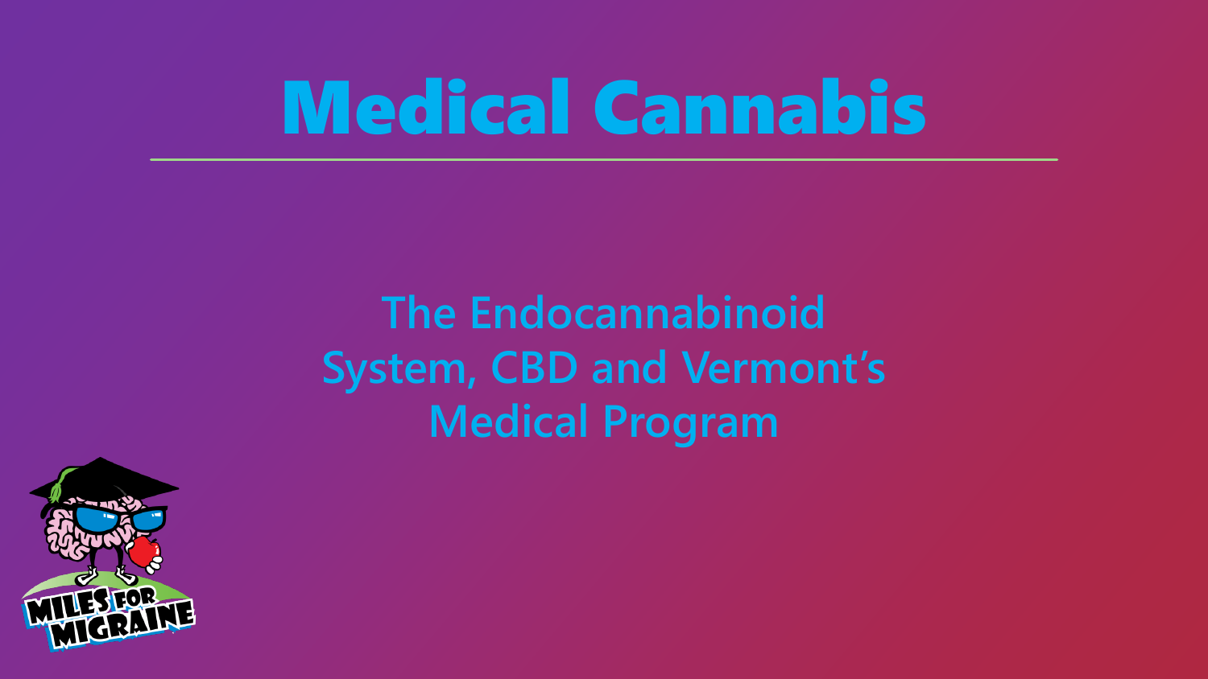# Medical Cannabis

## The Endocannabinoid System, CBD and Vermont's Medical Program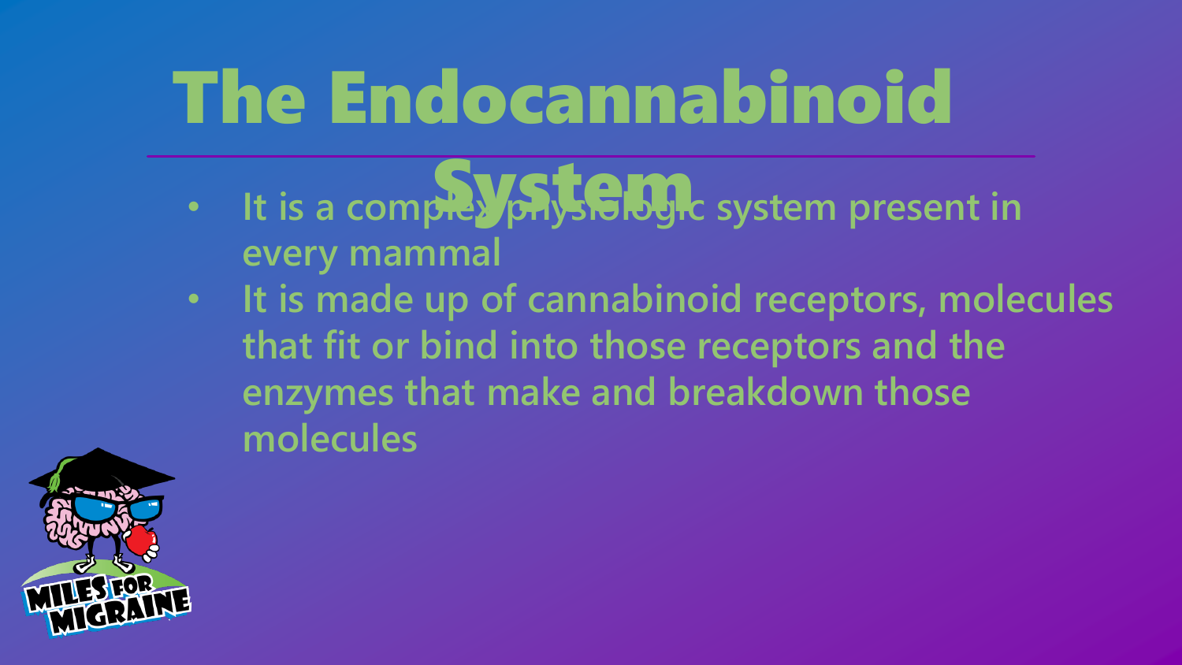# The Endocannabinoid System

- It is a complex physiologic system present in every mammal
- It is made up of cannabinoid receptors, molecules that fit or bind into those receptors and the enzymes that make and breakdown those molecules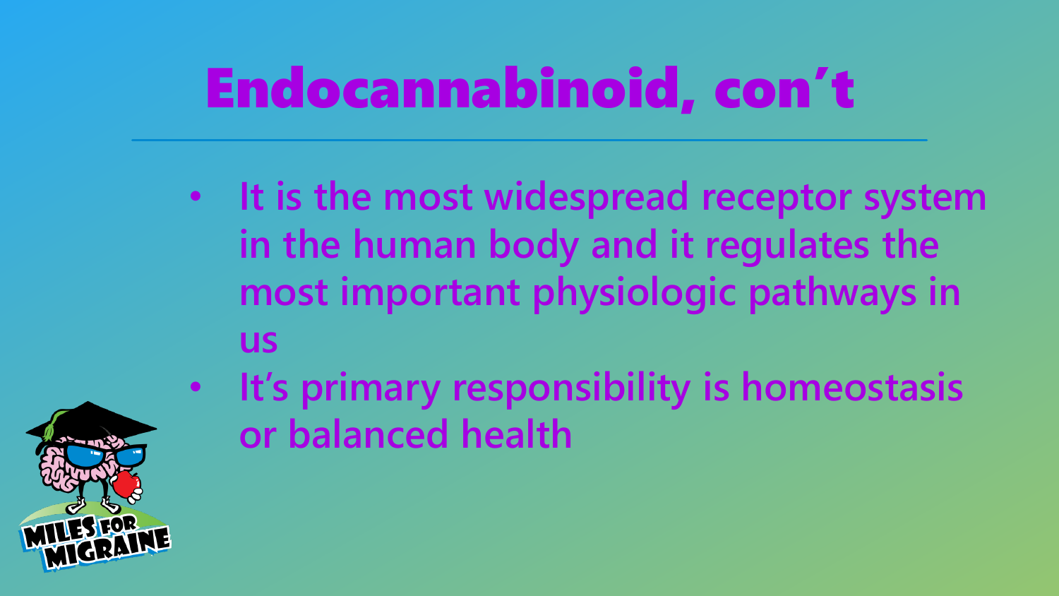# Endocannabinoid, con't

- It is the most widespread receptor system in the human body and it regulates the most important physiologic pathways in us
- It's primary responsibility is homeostasis or balanced health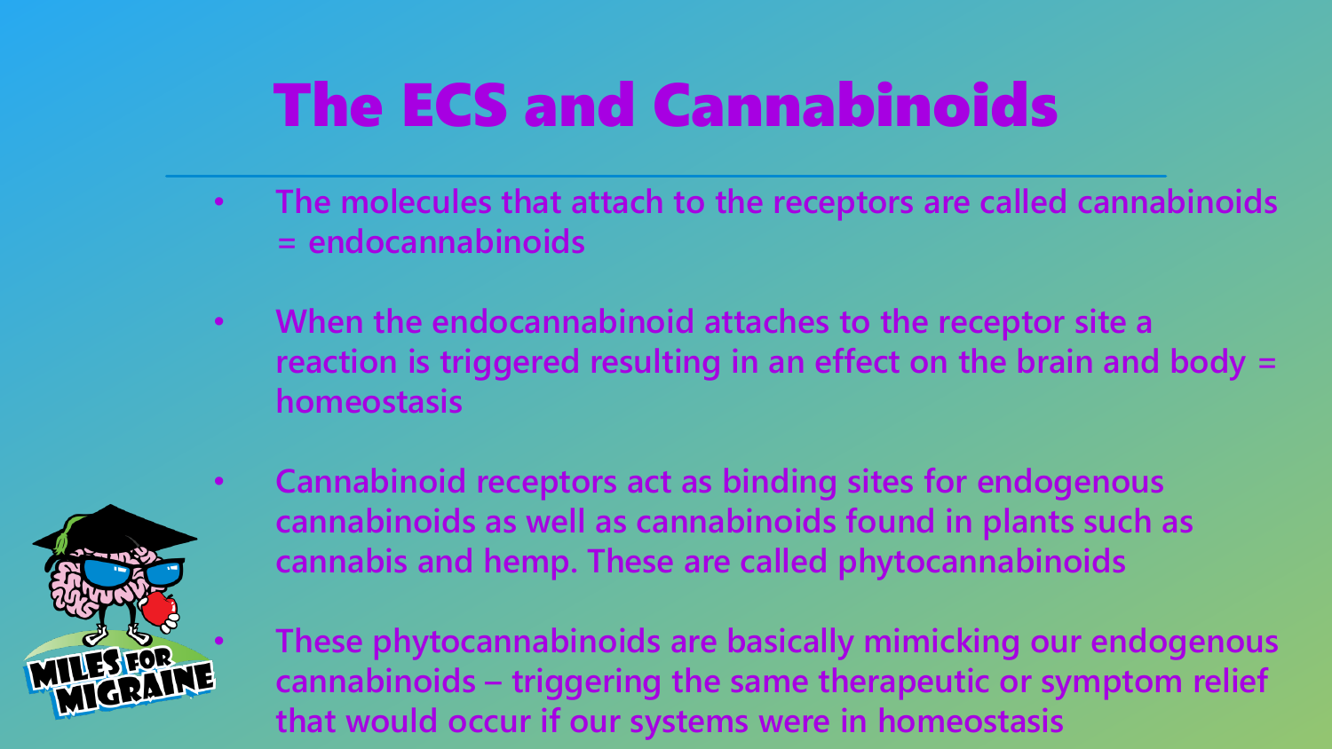# The ECS and Cannabinoids

- The molecules that attach to the receptors are called cannabinoids = endocannabinoids
- When the endocannabinoid attaches to the receptor site a reaction is triggered resulting in an effect on the brain and body = homeostasis
- Cannabinoid receptors act as binding sites for endogenous cannabinoids as well as cannabinoids found in plants such as cannabis and hemp. These are called phytocannabinoids
- These phytocannabinoids are basically mimicking our endogenous cannabinoids – triggering the same therapeutic or symptom relief that would occur if our systems were in homeostasis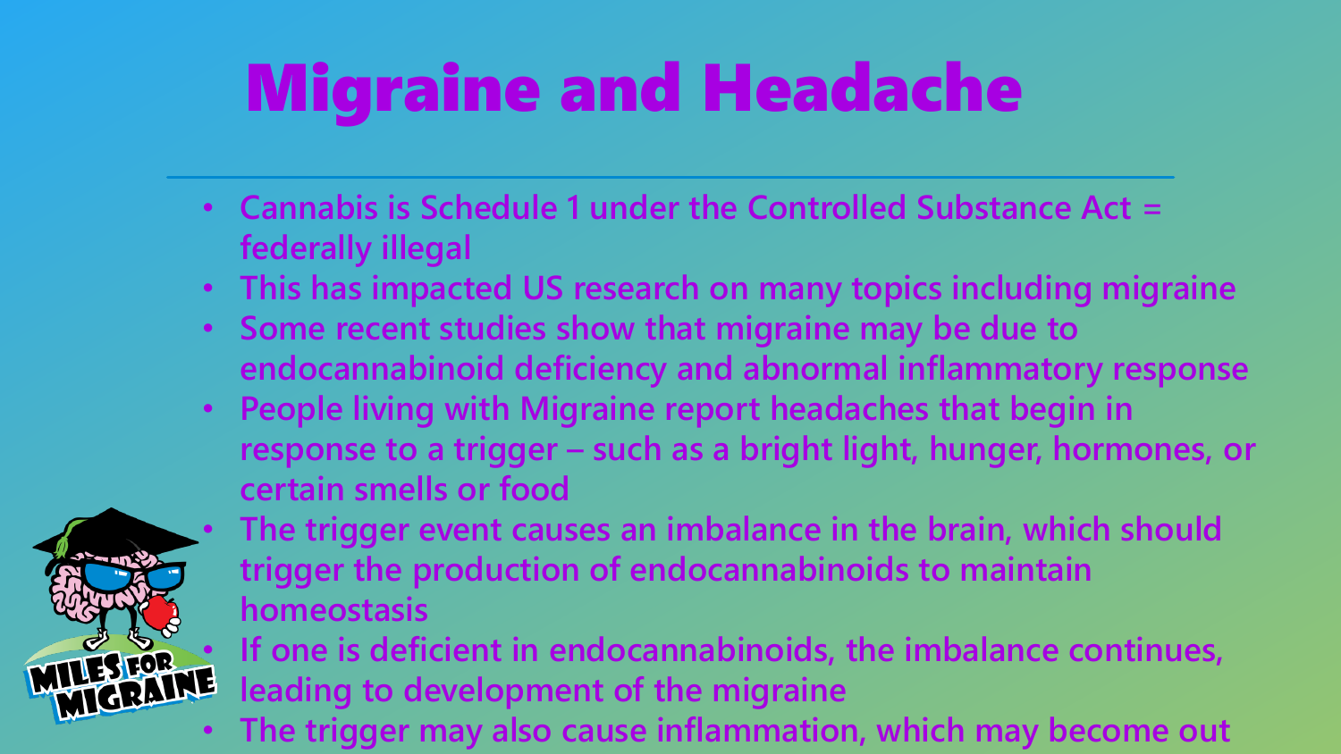# Migraine and Headache

- Cannabis is Schedule 1 under the Controlled Substance Act = federally illegal
- This has impacted US research on many topics including migraine
- Some recent studies show that migraine may be due to endocannabinoid deficiency and abnormal inflammatory response
- People living with Migraine report headaches that begin in response to a trigger – such as a bright light, hunger, hormones, or certain smells or food
- The trigger event causes an imbalance in the brain, which should trigger the production of endocannabinoids to maintain homeostasis
- If one is deficient in endocannabinoids, the imbalance continues, leading to development of the migraine
- The trigger may also cause inflammation, which may become out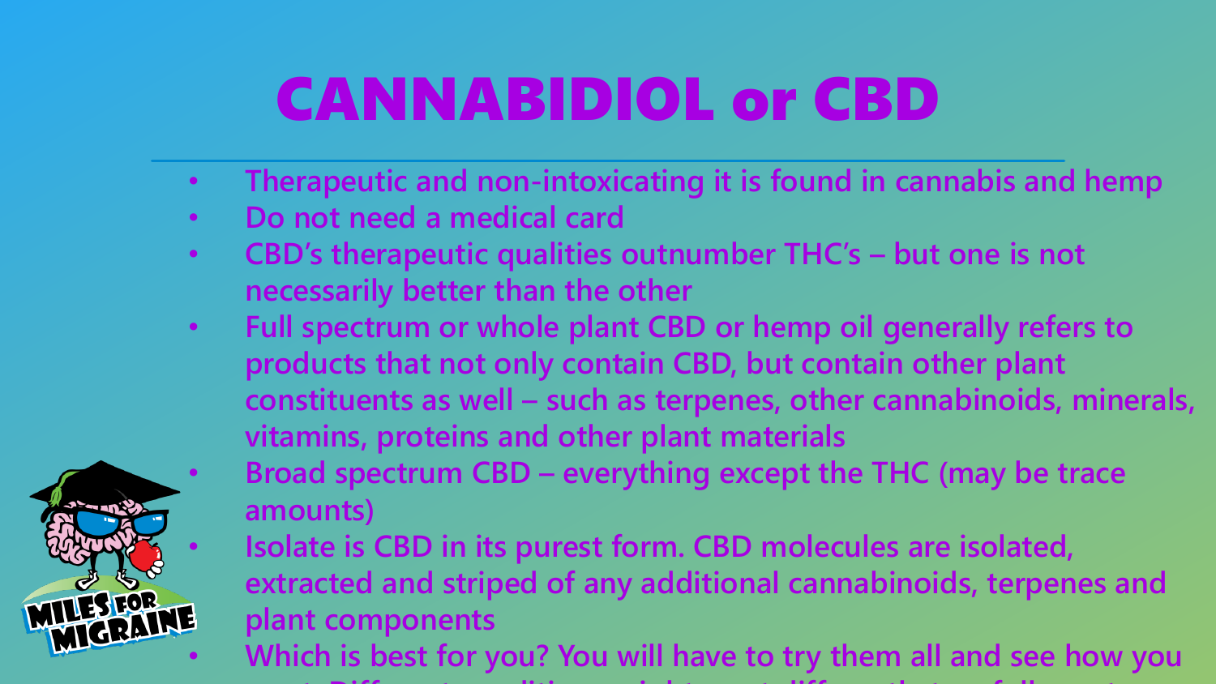# CANNABIDIOL or CBD

- Therapeutic and non-intoxicating it is found in cannabis and hemp
- Do not need a medical card
- CBD's therapeutic qualities outnumber THC's – but one is not necessarily better than the other
- Full spectrum or whole plant CBD or hemp oil generally refers to products that not only contain CBD, but contain other plant constituents as well – such as terpenes, other cannabinoids, minerals, vitamins, proteins and other plant materials
- Broad spectrum CBD – everything except the THC (may be trace amounts)
- Isolate is CBD in its purest form. CBD molecules are isolated, extracted and striped of any additional cannabinoids, terpenes and plant components
- Which is best for you? You will have to try them all and see how you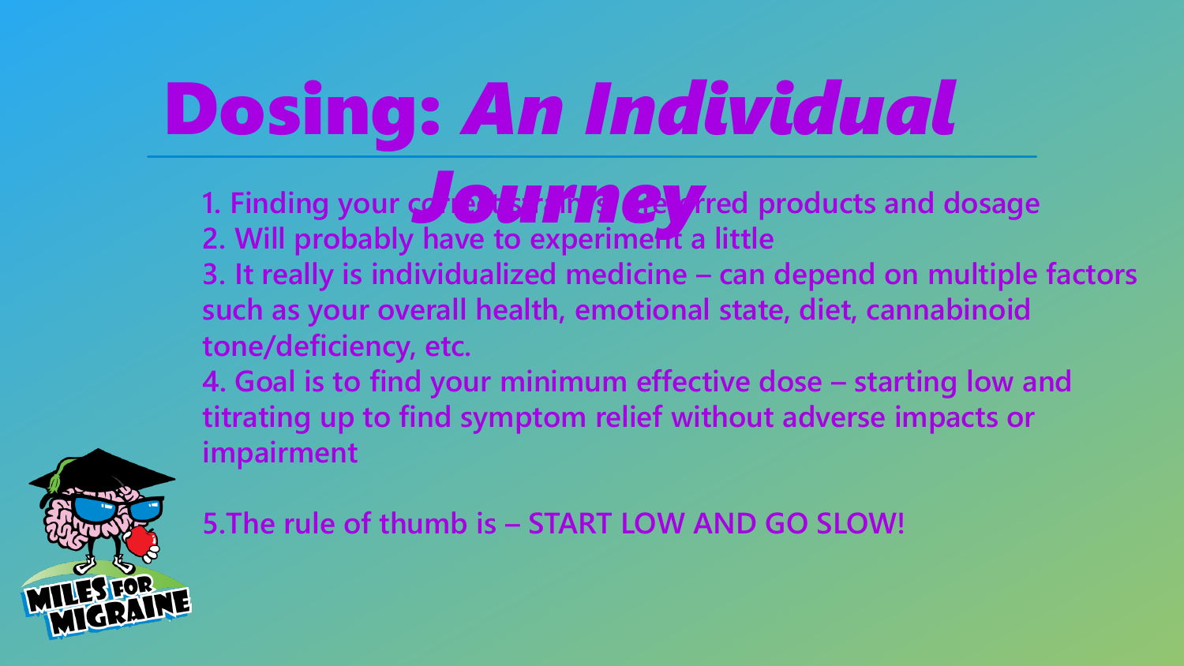# Dosing: *An Individual Journey*

1. Finding your correct strains/preferred products and dosage
2. Will probably have to experiment a little
3. It really is individualized medicine – can depend on multiple factors such as your overall health, emotional state, diet, cannabinoid tone/deficiency, etc.
4. Goal is to find your minimum effective dose – starting low and titrating up to find symptom relief without adverse impacts or impairment

5. The rule of thumb is – START LOW AND GO SLOW!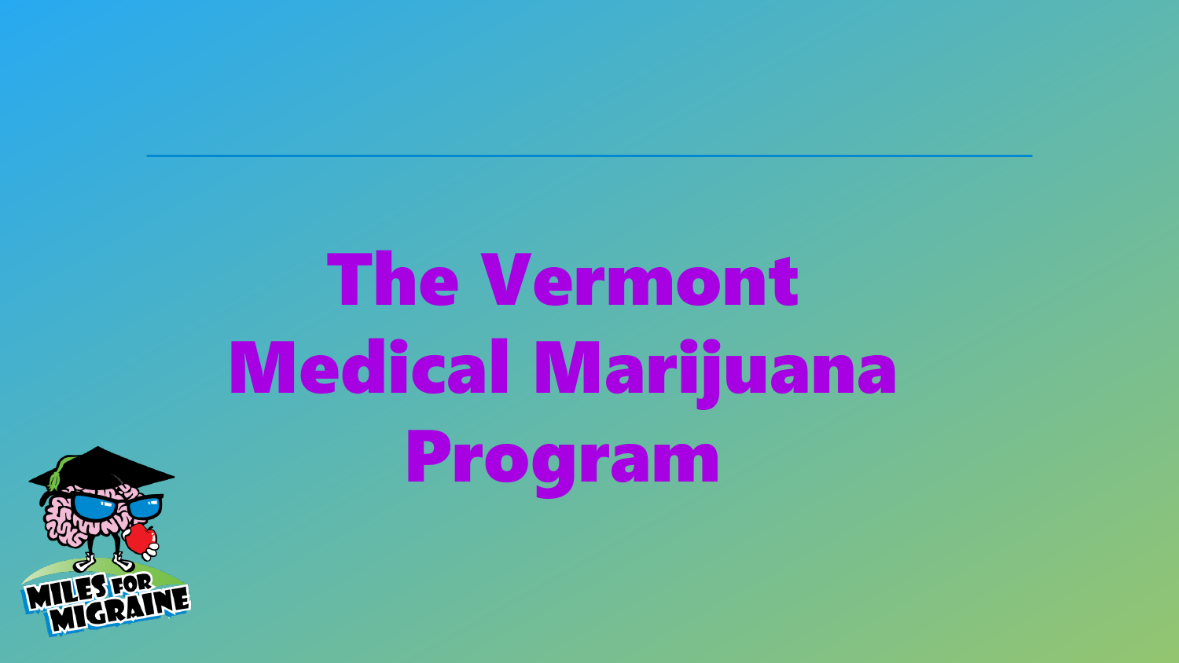# The Vermont Medical Marijuana Program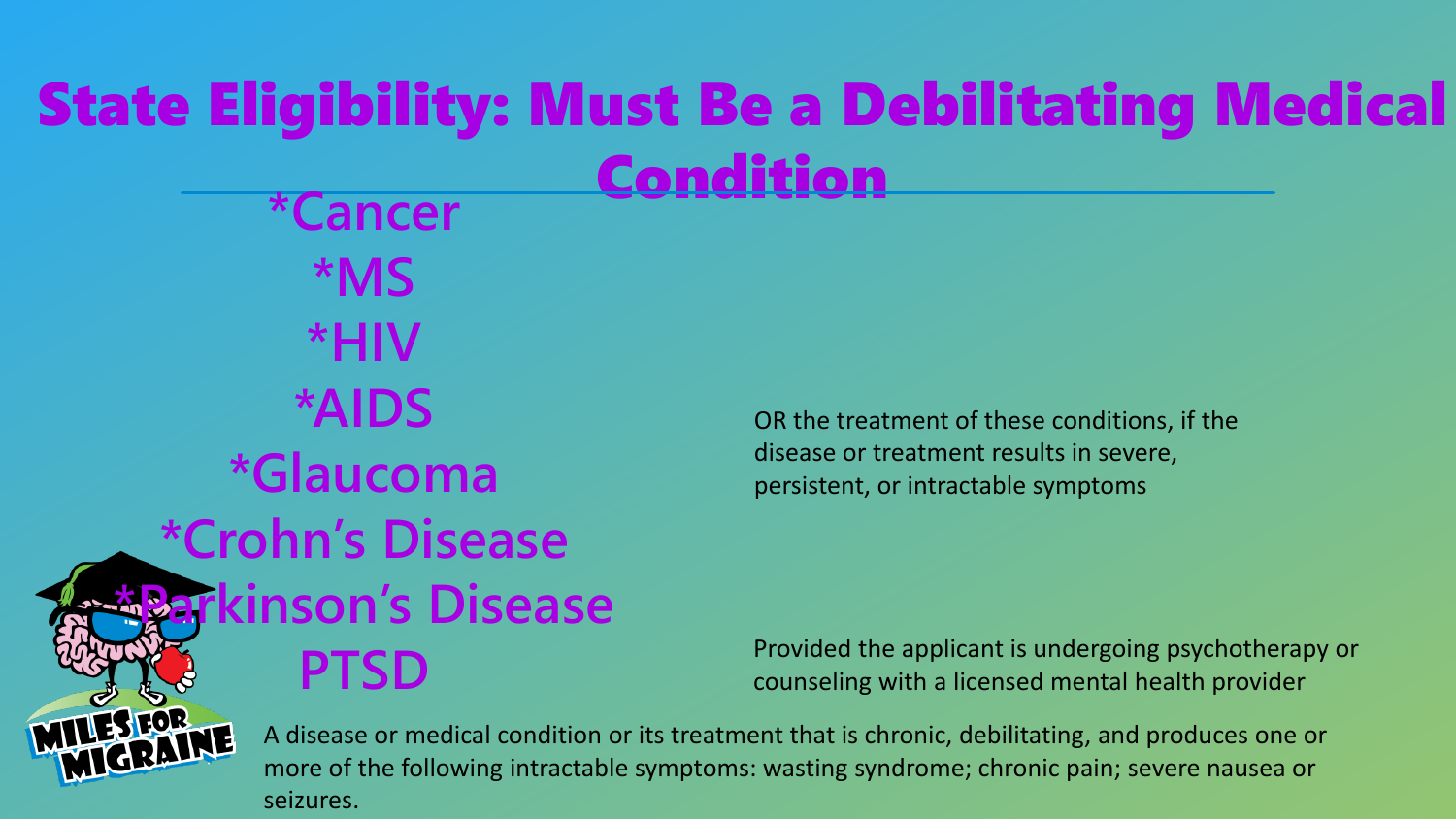# State Eligibility: Must Be a Debilitating Medical Condition

*Cancer

*MS

*HIV

*AIDS

*Glaucoma

*Crohn's Disease

*Parkinson's Disease

PTSD

OR the treatment of these conditions, if the disease or treatment results in severe, persistent, or intractable symptoms

Provided the applicant is undergoing psychotherapy or counseling with a licensed mental health provider

A disease or medical condition or its treatment that is chronic, debilitating, and produces one or more of the following intractable symptoms: wasting syndrome; chronic pain; severe nausea or seizures.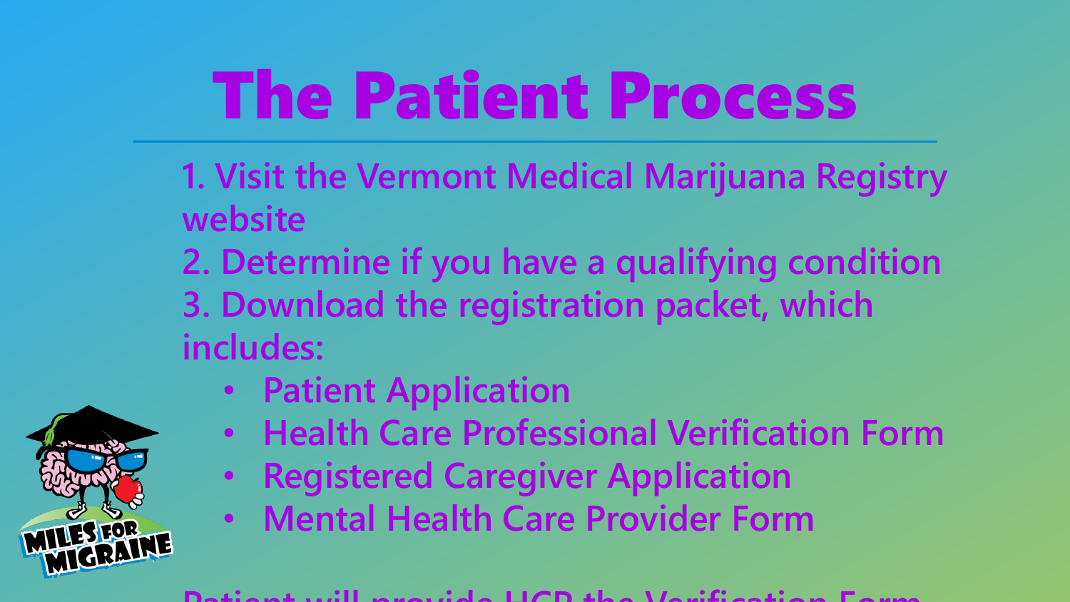# The Patient Process

1. Visit the Vermont Medical Marijuana Registry website
2. Determine if you have a qualifying condition
3. Download the registration packet, which includes:
   - Patient Application
   - Health Care Professional Verification Form
   - Registered Caregiver Application
   - Mental Health Care Provider Form

Patient will provide HCP the Verification Form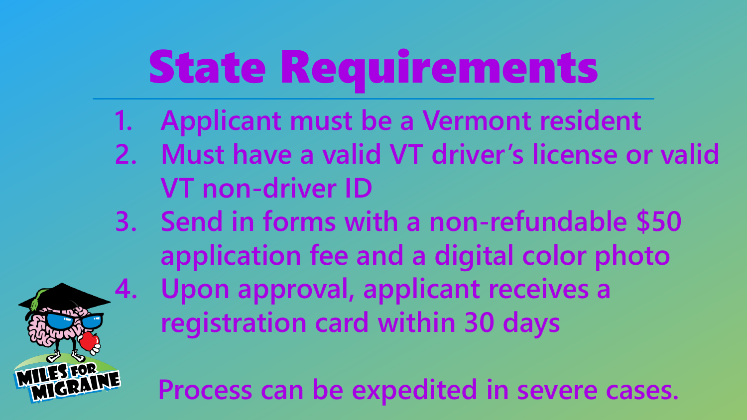# State Requirements

1. Applicant must be a Vermont resident
2. Must have a valid VT driver's license or valid VT non-driver ID
3. Send in forms with a non-refundable $50 application fee and a digital color photo
4. Upon approval, applicant receives a registration card within 30 days

Process can be expedited in severe cases.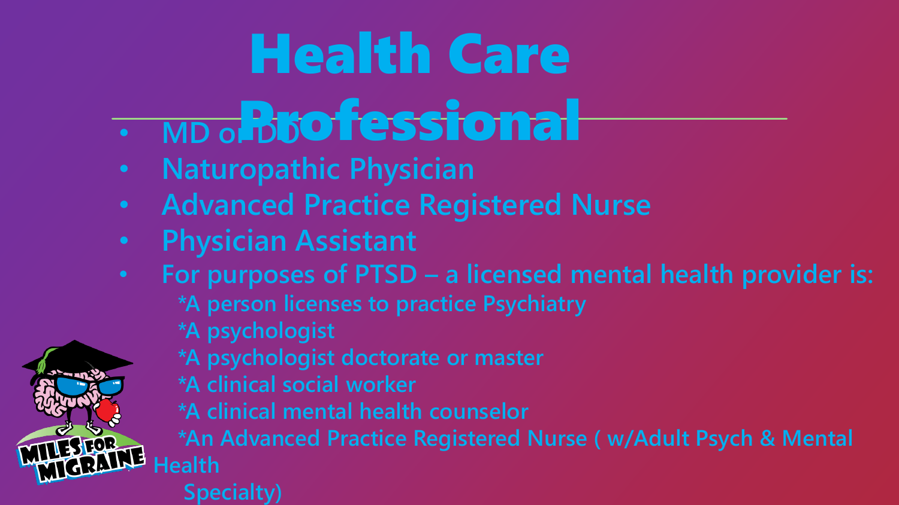# Health Care Professional

- MD or DO
- Naturopathic Physician
- Advanced Practice Registered Nurse
- Physician Assistant
- For purposes of PTSD – a licensed mental health provider is:
  - *A person licenses to practice Psychiatry
  - *A psychologist
  - *A psychologist doctorate or master
  - *A clinical social worker
  - *A clinical mental health counselor
  - *An Advanced Practice Registered Nurse ( w/Adult Psych & Mental Health Specialty)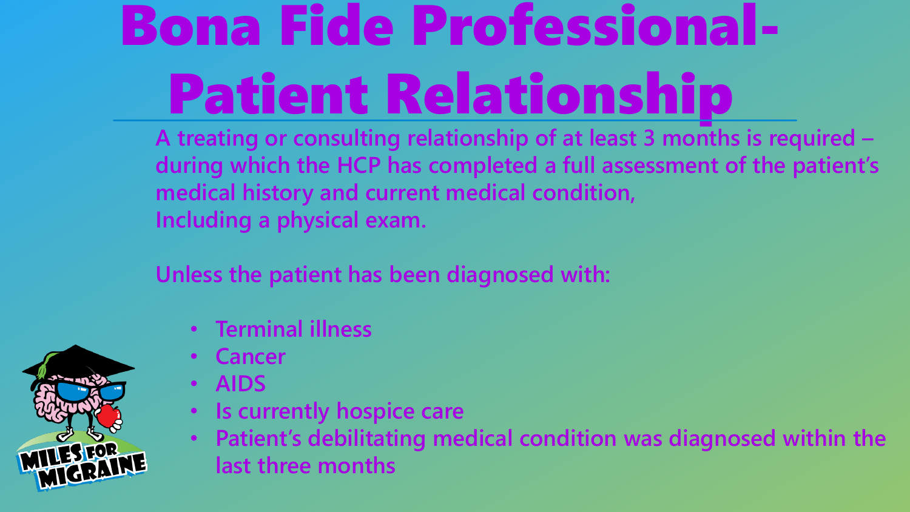# Bona Fide Professional-Patient Relationship

A treating or consulting relationship of at least 3 months is required – during which the HCP has completed a full assessment of the patient's medical history and current medical condition,
Including a physical exam.

Unless the patient has been diagnosed with:

- Terminal illness
- Cancer
- AIDS
- Is currently hospice care
- Patient's debilitating medical condition was diagnosed within the last three months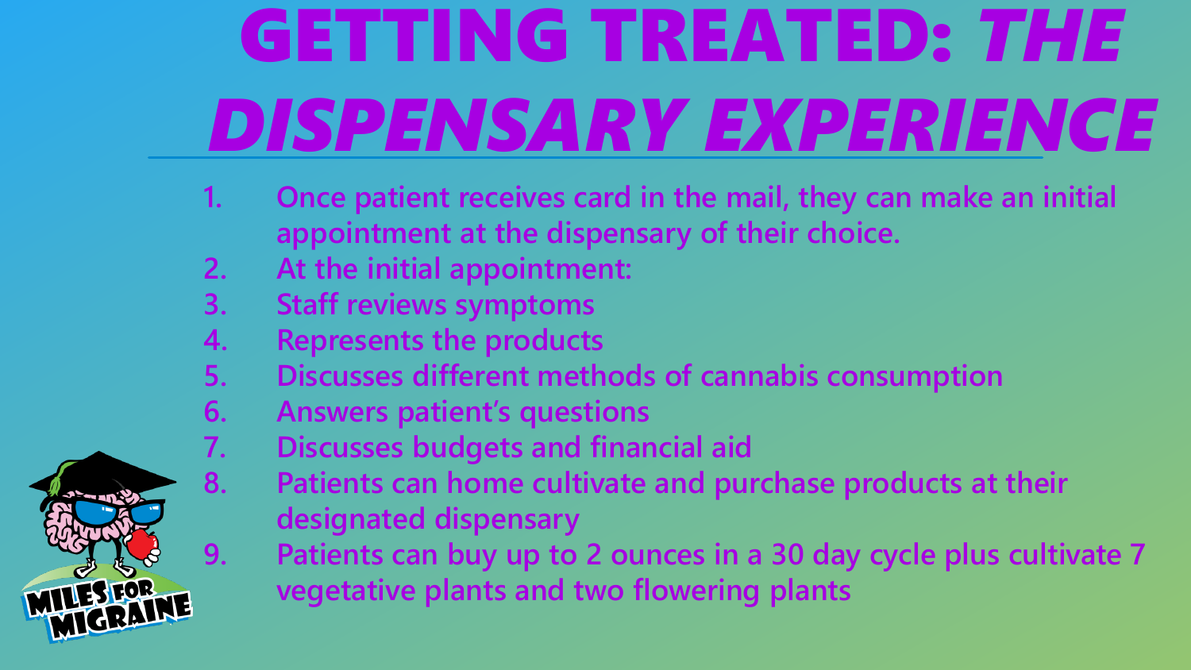# GETTING TREATED: *THE DISPENSARY EXPERIENCE*

1. Once patient receives card in the mail, they can make an initial appointment at the dispensary of their choice.
2. At the initial appointment:
3. Staff reviews symptoms
4. Represents the products
5. Discusses different methods of cannabis consumption
6. Answers patient's questions
7. Discusses budgets and financial aid
8. Patients can home cultivate and purchase products at their designated dispensary
9. Patients can buy up to 2 ounces in a 30 day cycle plus cultivate 7 vegetative plants and two flowering plants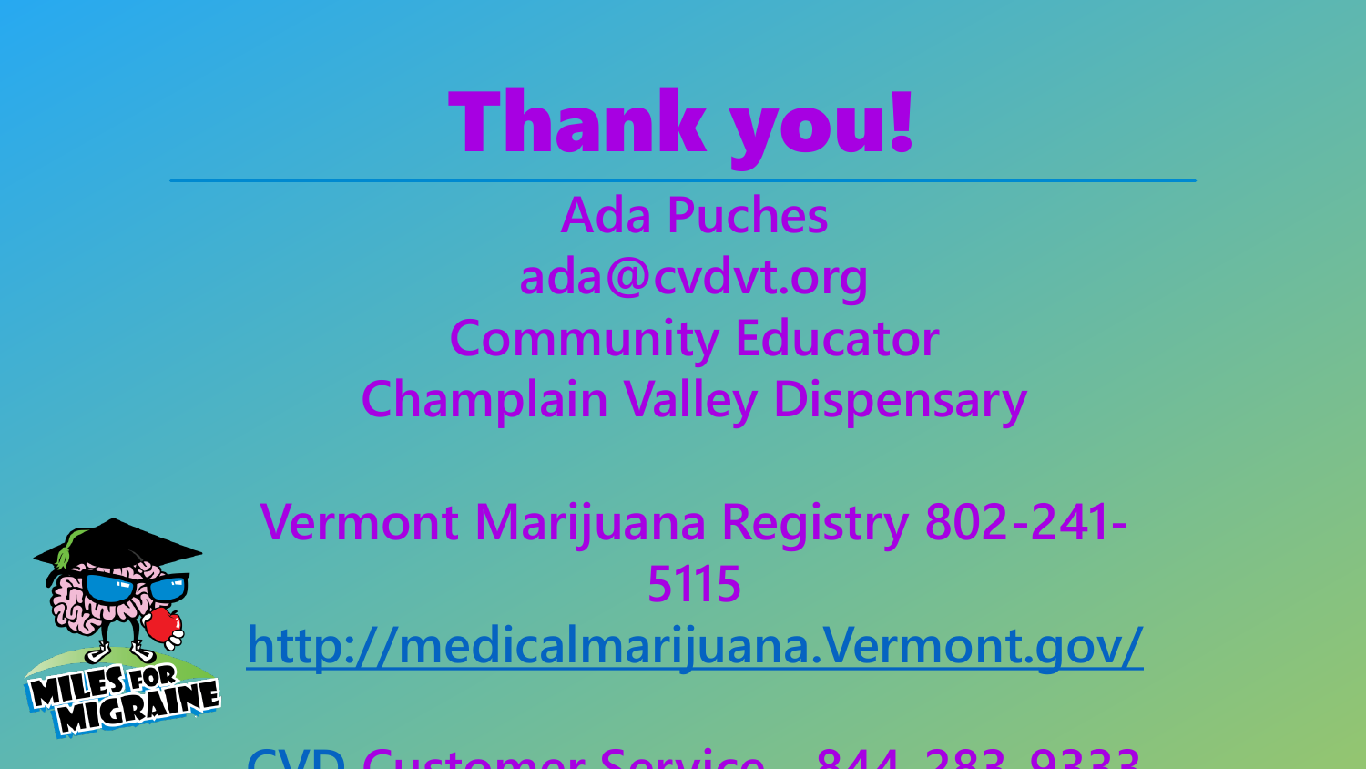# Thank you!

Ada Puches
ada@cvdvt.org
Community Educator
Champlain Valley Dispensary

Vermont Marijuana Registry 802-241-5115
http://medicalmarijuana.Vermont.gov/

CVD Customer Service – 844-283-9333